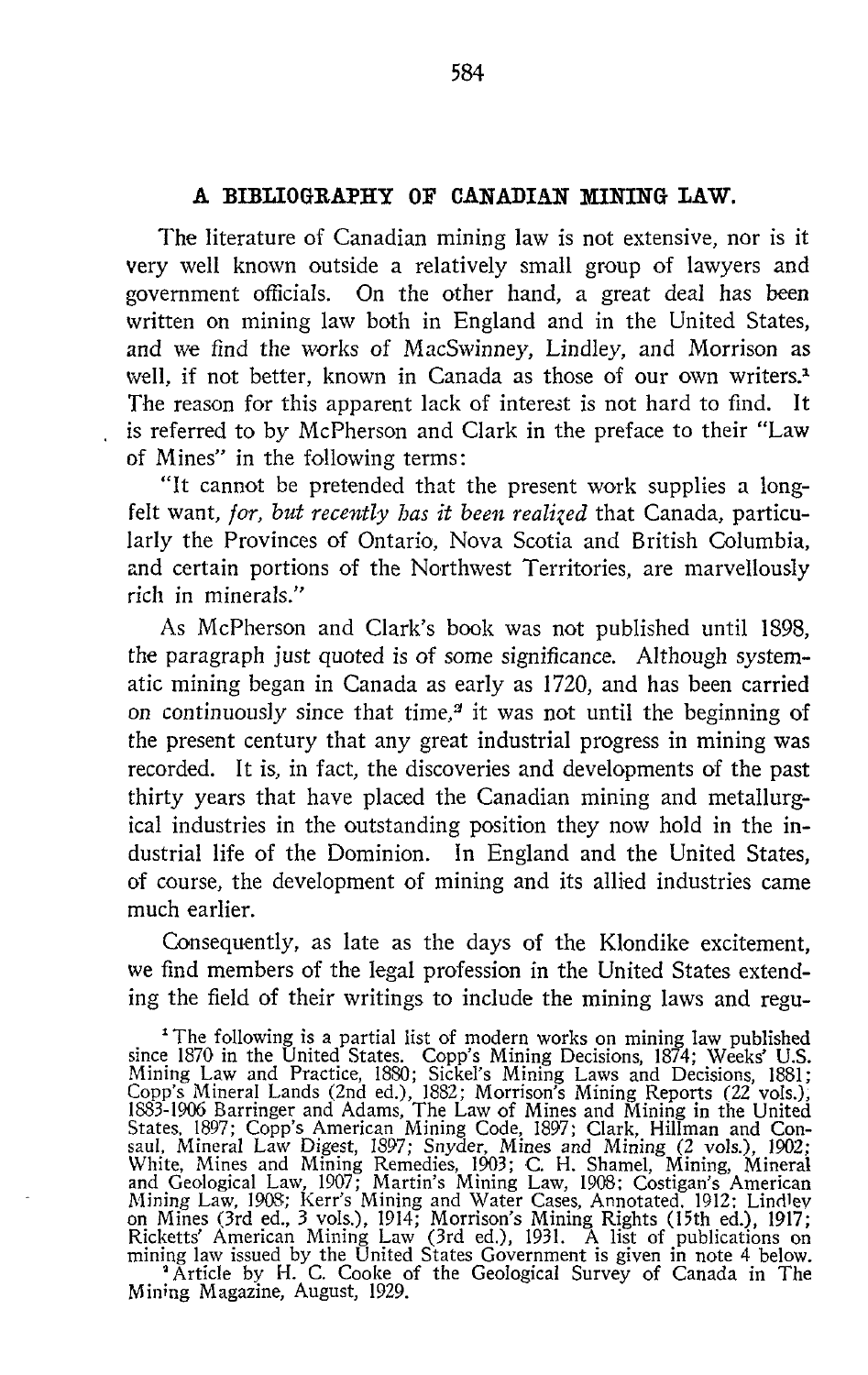## A BIBLIOGRAPHY OF CANADIAN MINING LAW.

The literature of Canadian mining law is not extensive, nor is it very well known outside a relatively small group of lawyers and government officials. On the other hand, a great deal has been written on mining law both in England and in the United States, and we find the works of MacSwinney, Lindley, and Morrison as well, if not better, known in Canada as those of our own writers.[1] The reason for this apparent lack of interest is not hard to find. It is referred to by McPherson and Clark in the preface to their "Law of Mines" in the following terms:

"It cannot be pretended that the present work supplies a long-felt want, *for, but recently has it been realized* that Canada, particularly the Provinces of Ontario, Nova Scotia and British Columbia, and certain portions of the Northwest Territories, are marvellously rich in minerals."

As McPherson and Clark's book was not published until 1898, the paragraph just quoted is of some significance. Although systematic mining began in Canada as early as 1720, and has been carried on continuously since that time,[2] it was not until the beginning of the present century that any great industrial progress in mining was recorded. It is, in fact, the discoveries and developments of the past thirty years that have placed the Canadian mining and metallurgical industries in the outstanding position they now hold in the industrial life of the Dominion. In England and the United States, of course, the development of mining and its allied industries came much earlier.

Consequently, as late as the days of the Klondike excitement, we find members of the legal profession in the United States extending the field of their writings to include the mining laws and regu-

[1] The following is a partial list of modern works on mining law published since 1870 in the United States. Copp's Mining Decisions, 1874; Weeks' U.S. Mining Law and Practice, 1880; Sickel's Mining Laws and Decisions, 1881; Copp's Mineral Lands (2nd ed.), 1882; Morrison's Mining Reports (22 vols.), 1883-1906 Barringer and Adams, The Law of Mines and Mining in the United States, 1897; Copp's American Mining Code, 1897; Clark, Hillman and Consaul, Mineral Law Digest, 1897; Snyder, Mines and Mining (2 vols.), 1902; White, Mines and Mining Remedies, 1903; C. H. Shamel, Mining, Mineral and Geological Law, 1907; Martin's Mining Law, 1908; Costigan's American Mining Law, 1908; Kerr's Mining and Water Cases, Annotated, 1912; Lindley on Mines (3rd ed., 3 vols.), 1914; Morrison's Mining Rights (15th ed.), 1917; Ricketts' American Mining Law (3rd ed.), 1931. A list of publications on mining law issued by the United States Government is given in note 4 below.

[2] Article by H. C. Cooke of the Geological Survey of Canada in The Mining Magazine, August, 1929.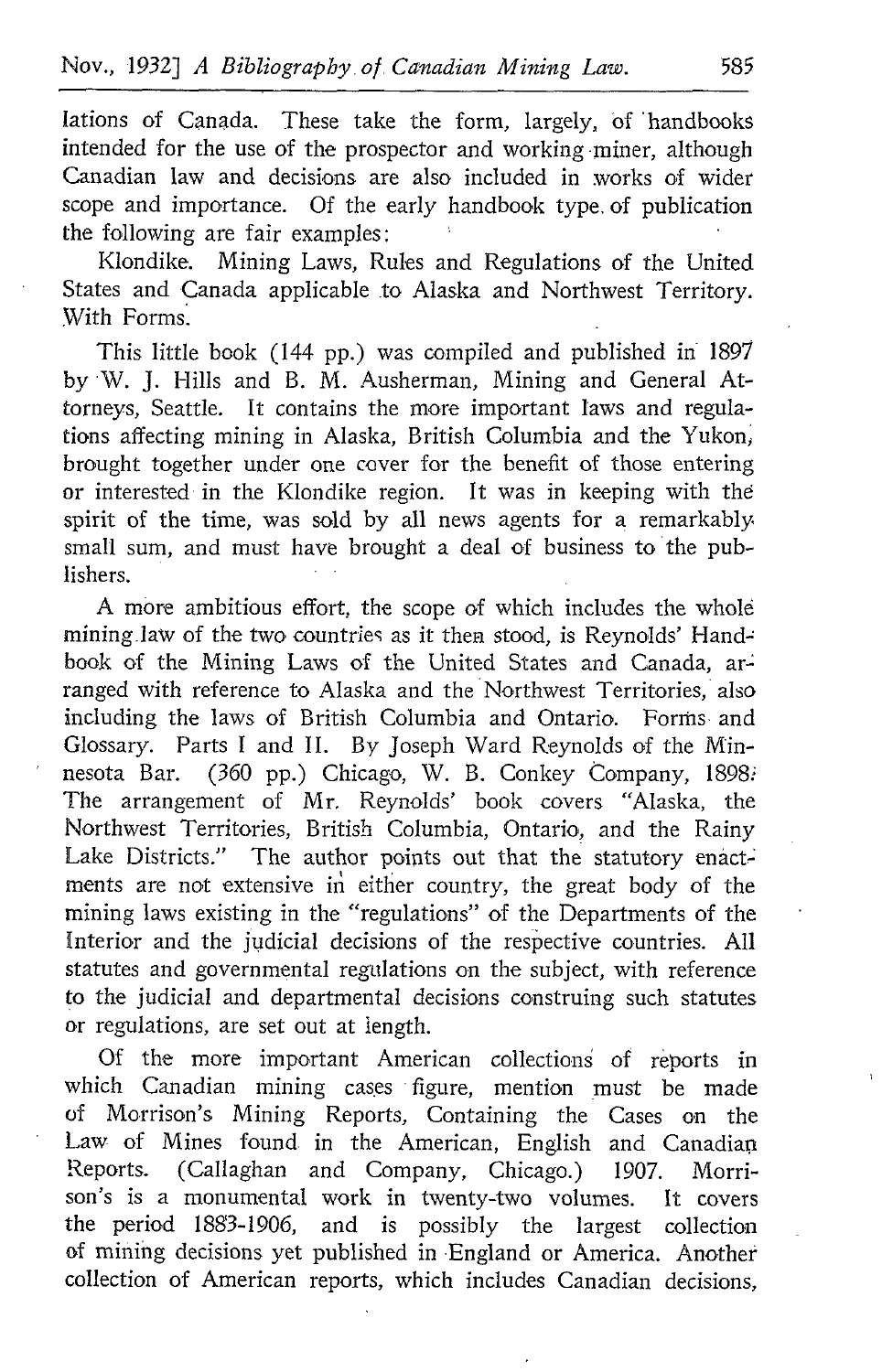lations of Canada. These take the form, largely, of handbooks intended for the use of the prospector and working miner, although Canadian law and decisions are also included in works of wider scope and importance. Of the early handbook type of publication the following are fair examples:

Klondike. Mining Laws, Rules and Regulations of the United States and Canada applicable to Alaska and Northwest Territory. With Forms.

This little book (144 pp.) was compiled and published in 1897 by W. J. Hills and B. M. Ausherman, Mining and General Attorneys, Seattle. It contains the more important laws and regulations affecting mining in Alaska, British Columbia and the Yukon, brought together under one cover for the benefit of those entering or interested in the Klondike region. It was in keeping with the spirit of the time, was sold by all news agents for a remarkably small sum, and must have brought a deal of business to the publishers.

A more ambitious effort, the scope of which includes the whole mining law of the two countries as it then stood, is Reynolds' Handbook of the Mining Laws of the United States and Canada, arranged with reference to Alaska and the Northwest Territories, also including the laws of British Columbia and Ontario. Forms and Glossary. Parts I and II. By Joseph Ward Reynolds of the Minnesota Bar. (360 pp.) Chicago, W. B. Conkey Company, 1898. The arrangement of Mr. Reynolds' book covers "Alaska, the Northwest Territories, British Columbia, Ontario, and the Rainy Lake Districts." The author points out that the statutory enactments are not extensive in either country, the great body of the mining laws existing in the "regulations" of the Departments of the Interior and the judicial decisions of the respective countries. All statutes and governmental regulations on the subject, with reference to the judicial and departmental decisions construing such statutes or regulations, are set out at length.

Of the more important American collections of reports in which Canadian mining cases figure, mention must be made of Morrison's Mining Reports, Containing the Cases on the Law of Mines found in the American, English and Canadian Reports. (Callaghan and Company, Chicago.) 1907. Morrison's is a monumental work in twenty-two volumes. It covers the period 1883-1906, and is possibly the largest collection of mining decisions yet published in England or America. Another collection of American reports, which includes Canadian decisions,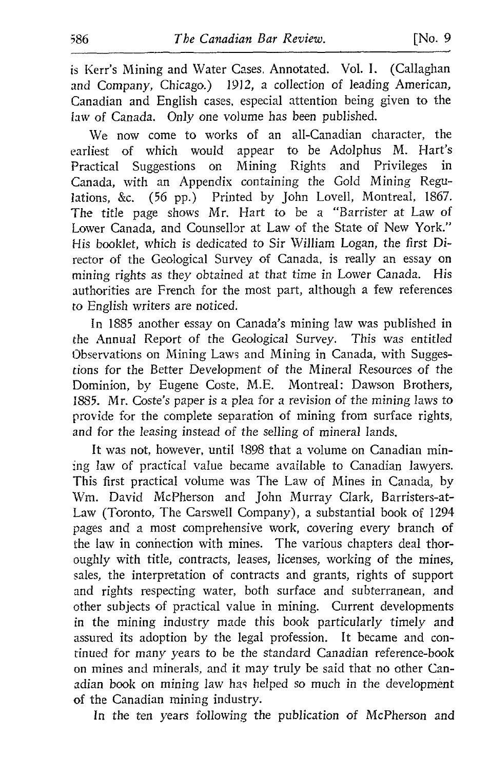is Kerr's Mining and Water Cases, Annotated. Vol. I. (Callaghan and Company, Chicago.) 1912, a collection of leading American, Canadian and English cases, especial attention being given to the law of Canada. Only one volume has been published.

We now come to works of an all-Canadian character, the earliest of which would appear to be Adolphus M. Hart's Practical Suggestions on Mining Rights and Privileges in Canada, with an Appendix containing the Gold Mining Regulations, &c. (56 pp.) Printed by John Lovell, Montreal, 1867. The title page shows Mr. Hart to be a "Barrister at Law of Lower Canada, and Counsellor at Law of the State of New York." His booklet, which is dedicated to Sir William Logan, the first Director of the Geological Survey of Canada, is really an essay on mining rights as they obtained at that time in Lower Canada. His authorities are French for the most part, although a few references to English writers are noticed.

In 1885 another essay on Canada's mining law was published in the Annual Report of the Geological Survey. This was entitled Observations on Mining Laws and Mining in Canada, with Suggestions for the Better Development of the Mineral Resources of the Dominion, by Eugene Coste, M.E. Montreal: Dawson Brothers, 1885. Mr. Coste's paper is a plea for a revision of the mining laws to provide for the complete separation of mining from surface rights, and for the leasing instead of the selling of mineral lands.

It was not, however, until 1898 that a volume on Canadian mining law of practical value became available to Canadian lawyers. This first practical volume was The Law of Mines in Canada, by Wm. David McPherson and John Murray Clark, Barristers-at-Law (Toronto, The Carswell Company), a substantial book of 1294 pages and a most comprehensive work, covering every branch of the law in connection with mines. The various chapters deal thoroughly with title, contracts, leases, licenses, working of the mines, sales, the interpretation of contracts and grants, rights of support and rights respecting water, both surface and subterranean, and other subjects of practical value in mining. Current developments in the mining industry made this book particularly timely and assured its adoption by the legal profession. It became and continued for many years to be the standard Canadian reference-book on mines and minerals, and it may truly be said that no other Canadian book on mining law has helped so much in the development of the Canadian mining industry.

In the ten years following the publication of McPherson and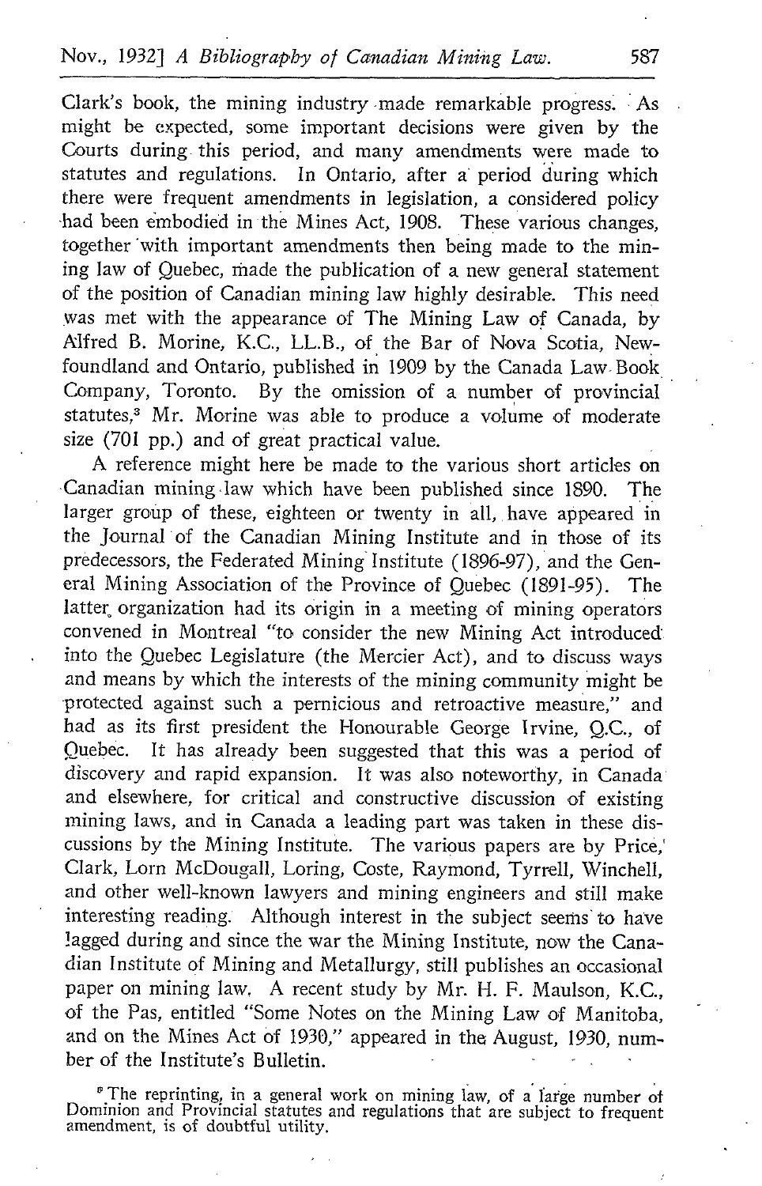Clark's book, the mining industry made remarkable progress. As might be expected, some important decisions were given by the Courts during this period, and many amendments were made to statutes and regulations. In Ontario, after a period during which there were frequent amendments in legislation, a considered policy had been embodied in the Mines Act, 1908. These various changes, together with important amendments then being made to the mining law of Quebec, made the publication of a new general statement of the position of Canadian mining law highly desirable. This need was met with the appearance of The Mining Law of Canada, by Alfred B. Morine, K.C., LL.B., of the Bar of Nova Scotia, Newfoundland and Ontario, published in 1909 by the Canada Law Book Company, Toronto. By the omission of a number of provincial statutes,[3] Mr. Morine was able to produce a volume of moderate size (701 pp.) and of great practical value.

A reference might here be made to the various short articles on Canadian mining law which have been published since 1890. The larger group of these, eighteen or twenty in all, have appeared in the Journal of the Canadian Mining Institute and in those of its predecessors, the Federated Mining Institute (1896-97), and the General Mining Association of the Province of Quebec (1891-95). The latter organization had its origin in a meeting of mining operators convened in Montreal "to consider the new Mining Act introduced into the Quebec Legislature (the Mercier Act), and to discuss ways and means by which the interests of the mining community might be protected against such a pernicious and retroactive measure," and had as its first president the Honourable George Irvine, Q.C., of Quebec. It has already been suggested that this was a period of discovery and rapid expansion. It was also noteworthy, in Canada and elsewhere, for critical and constructive discussion of existing mining laws, and in Canada a leading part was taken in these discussions by the Mining Institute. The various papers are by Price, Clark, Lorn McDougall, Loring, Coste, Raymond, Tyrrell, Winchell, and other well-known lawyers and mining engineers and still make interesting reading. Although interest in the subject seems to have lagged during and since the war the Mining Institute, now the Canadian Institute of Mining and Metallurgy, still publishes an occasional paper on mining law. A recent study by Mr. H. F. Maulson, K.C., of the Pas, entitled "Some Notes on the Mining Law of Manitoba, and on the Mines Act of 1930," appeared in the August, 1930, number of the Institute's Bulletin.

[3] The reprinting, in a general work on mining law, of a large number of Dominion and Provincial statutes and regulations that are subject to frequent amendment, is of doubtful utility.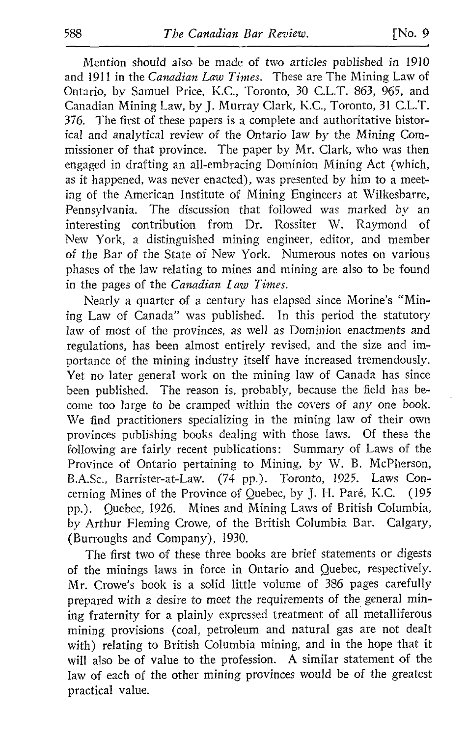Mention should also be made of two articles published in 1910 and 1911 in the *Canadian Law Times*. These are The Mining Law of Ontario, by Samuel Price, K.C., Toronto, 30 C.L.T. 863, 965, and Canadian Mining Law, by J. Murray Clark, K.C., Toronto, 31 C.L.T. 376. The first of these papers is a complete and authoritative historical and analytical review of the Ontario law by the Mining Commissioner of that province. The paper by Mr. Clark, who was then engaged in drafting an all-embracing Dominion Mining Act (which, as it happened, was never enacted), was presented by him to a meeting of the American Institute of Mining Engineers at Wilkesbarre, Pennsylvania. The discussion that followed was marked by an interesting contribution from Dr. Rossiter W. Raymond of New York, a distinguished mining engineer, editor, and member of the Bar of the State of New York. Numerous notes on various phases of the law relating to mines and mining are also to be found in the pages of the *Canadian Law Times*.

Nearly a quarter of a century has elapsed since Morine's "Mining Law of Canada" was published. In this period the statutory law of most of the provinces, as well as Dominion enactments and regulations, has been almost entirely revised, and the size and importance of the mining industry itself have increased tremendously. Yet no later general work on the mining law of Canada has since been published. The reason is, probably, because the field has become too large to be cramped within the covers of any one book. We find practitioners specializing in the mining law of their own provinces publishing books dealing with those laws. Of these the following are fairly recent publications: Summary of Laws of the Province of Ontario pertaining to Mining, by W. B. McPherson, B.A.Sc., Barrister-at-Law. (74 pp.). Toronto, 1925. Laws Concerning Mines of the Province of Quebec, by J. H. Paré, K.C. (195 pp.). Quebec, 1926. Mines and Mining Laws of British Columbia, by Arthur Fleming Crowe, of the British Columbia Bar. Calgary, (Burroughs and Company), 1930.

The first two of these three books are brief statements or digests of the minings laws in force in Ontario and Quebec, respectively. Mr. Crowe's book is a solid little volume of 386 pages carefully prepared with a desire to meet the requirements of the general mining fraternity for a plainly expressed treatment of all metalliferous mining provisions (coal, petroleum and natural gas are not dealt with) relating to British Columbia mining, and in the hope that it will also be of value to the profession. A similar statement of the law of each of the other mining provinces would be of the greatest practical value.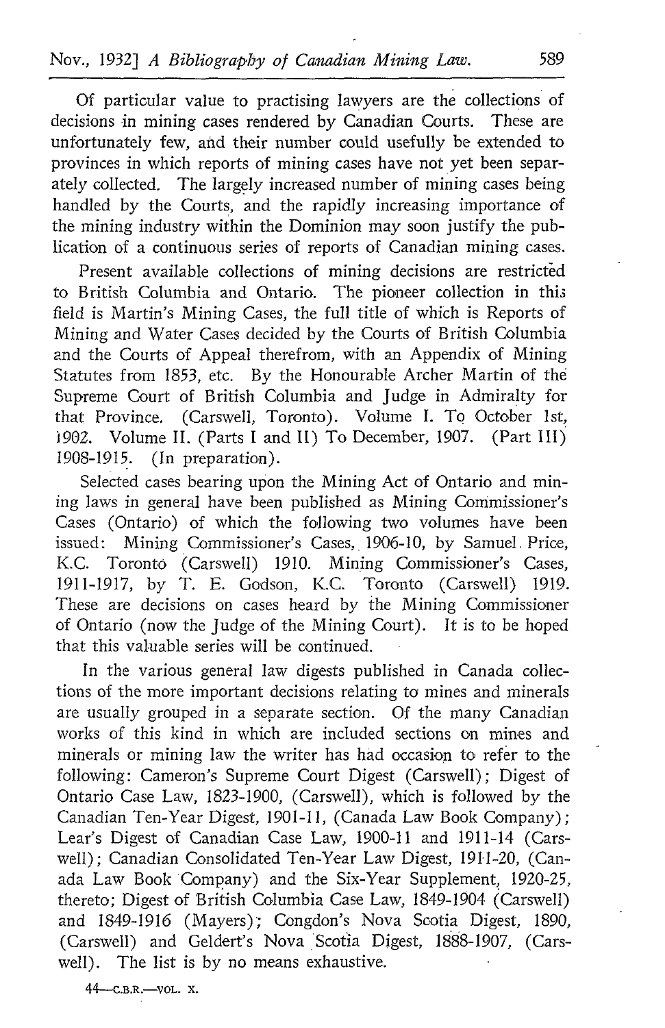Of particular value to practising lawyers are the collections of decisions in mining cases rendered by Canadian Courts. These are unfortunately few, and their number could usefully be extended to provinces in which reports of mining cases have not yet been separately collected. The largely increased number of mining cases being handled by the Courts, and the rapidly increasing importance of the mining industry within the Dominion may soon justify the publication of a continuous series of reports of Canadian mining cases.

Present available collections of mining decisions are restricted to British Columbia and Ontario. The pioneer collection in this field is Martin's Mining Cases, the full title of which is Reports of Mining and Water Cases decided by the Courts of British Columbia and the Courts of Appeal therefrom, with an Appendix of Mining Statutes from 1853, etc. By the Honourable Archer Martin of the Supreme Court of British Columbia and Judge in Admiralty for that Province. (Carswell, Toronto). Volume I. To October 1st, 1902. Volume II. (Parts I and II) To December, 1907. (Part III) 1908-1915. (In preparation).

Selected cases bearing upon the Mining Act of Ontario and mining laws in general have been published as Mining Commissioner's Cases (Ontario) of which the following two volumes have been issued: Mining Commissioner's Cases, 1906-10, by Samuel Price, K.C. Toronto (Carswell) 1910. Mining Commissioner's Cases, 1911-1917, by T. E. Godson, K.C. Toronto (Carswell) 1919. These are decisions on cases heard by the Mining Commissioner of Ontario (now the Judge of the Mining Court). It is to be hoped that this valuable series will be continued.

In the various general law digests published in Canada collections of the more important decisions relating to mines and minerals are usually grouped in a separate section. Of the many Canadian works of this kind in which are included sections on mines and minerals or mining law the writer has had occasion to refer to the following: Cameron's Supreme Court Digest (Carswell); Digest of Ontario Case Law, 1823-1900, (Carswell), which is followed by the Canadian Ten-Year Digest, 1901-11, (Canada Law Book Company); Lear's Digest of Canadian Case Law, 1900-11 and 1911-14 (Carswell); Canadian Consolidated Ten-Year Law Digest, 1911-20, (Canada Law Book Company) and the Six-Year Supplement, 1920-25, thereto; Digest of British Columbia Case Law, 1849-1904 (Carswell) and 1849-1916 (Mayers); Congdon's Nova Scotia Digest, 1890, (Carswell) and Geldert's Nova Scotia Digest, 1888-1907, (Carswell). The list is by no means exhaustive.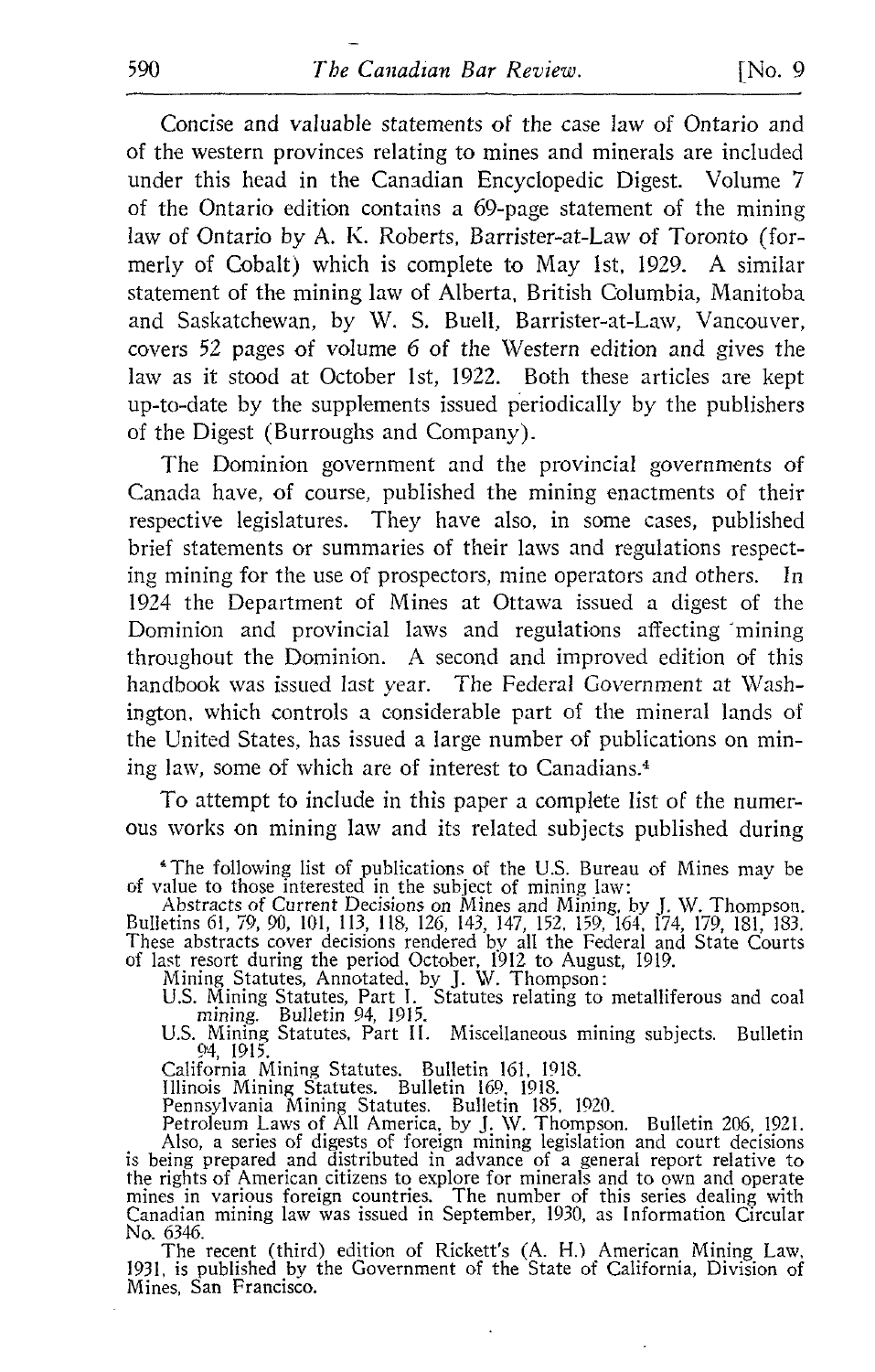Concise and valuable statements of the case law of Ontario and of the western provinces relating to mines and minerals are included under this head in the Canadian Encyclopedic Digest. Volume 7 of the Ontario edition contains a 69-page statement of the mining law of Ontario by A. K. Roberts, Barrister-at-Law of Toronto (formerly of Cobalt) which is complete to May 1st, 1929. A similar statement of the mining law of Alberta, British Columbia, Manitoba and Saskatchewan, by W. S. Buell, Barrister-at-Law, Vancouver, covers 52 pages of volume 6 of the Western edition and gives the law as it stood at October 1st, 1922. Both these articles are kept up-to-date by the supplements issued periodically by the publishers of the Digest (Burroughs and Company).

The Dominion government and the provincial governments of Canada have, of course, published the mining enactments of their respective legislatures. They have also, in some cases, published brief statements or summaries of their laws and regulations respecting mining for the use of prospectors, mine operators and others. In 1924 the Department of Mines at Ottawa issued a digest of the Dominion and provincial laws and regulations affecting mining throughout the Dominion. A second and improved edition of this handbook was issued last year. The Federal Government at Washington, which controls a considerable part of the mineral lands of the United States, has issued a large number of publications on mining law, some of which are of interest to Canadians.[4]

To attempt to include in this paper a complete list of the numerous works on mining law and its related subjects published during

---

[4] The following list of publications of the U.S. Bureau of Mines may be of value to those interested in the subject of mining law:

*Abstracts of Current Decisions on Mines and Mining*, by J. W. Thompson. Bulletins 61, 79, 90, 101, 113, 118, 126, 143, 147, 152, 159, 164, 174, 179, 181, 183. These abstracts cover decisions rendered by all the Federal and State Courts of last resort during the period October, 1912 to August, 1919.

Mining Statutes, Annotated, by J. W. Thompson:

U.S. Mining Statutes, Part I. Statutes relating to metalliferous and coal mining. Bulletin 94, 1915.

U.S. Mining Statutes, Part II. Miscellaneous mining subjects. Bulletin 94, 1915.

California Mining Statutes. Bulletin 161, 1918.

Illinois Mining Statutes. Bulletin 169, 1918.

Pennsylvania Mining Statutes. Bulletin 185, 1920.

Petroleum Laws of All America, by J. W. Thompson. Bulletin 206, 1921.

Also, a series of digests of foreign mining legislation and court decisions is being prepared and distributed in advance of a general report relative to the rights of American citizens to explore for minerals and to own and operate mines in various foreign countries. The number of this series dealing with Canadian mining law was issued in September, 1930, as Information Circular No. 6346.

The recent (third) edition of Rickett's (A. H.) American Mining Law, 1931, is published by the Government of the State of California, Division of Mines, San Francisco.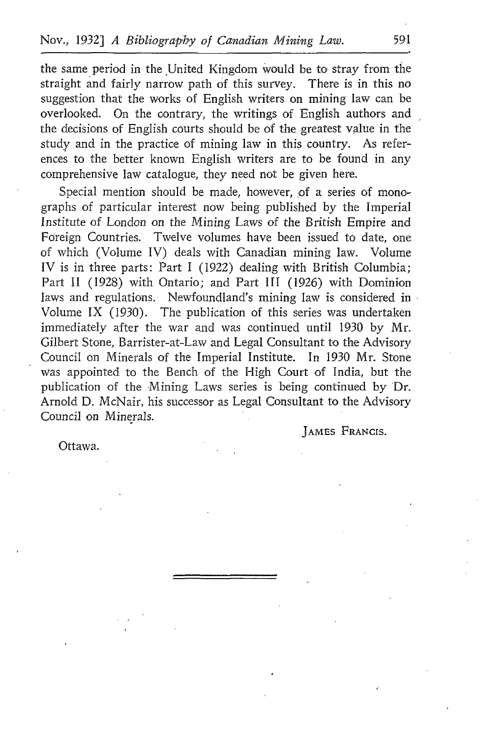the same period in the United Kingdom would be to stray from the straight and fairly narrow path of this survey. There is in this no suggestion that the works of English writers on mining law can be overlooked. On the contrary, the writings of English authors and the decisions of English courts should be of the greatest value in the study and in the practice of mining law in this country. As references to the better known English writers are to be found in any comprehensive law catalogue, they need not be given here.

Special mention should be made, however, of a series of monographs of particular interest now being published by the Imperial Institute of London on the Mining Laws of the British Empire and Foreign Countries. Twelve volumes have been issued to date, one of which (Volume IV) deals with Canadian mining law. Volume IV is in three parts: Part I (1922) dealing with British Columbia; Part II (1928) with Ontario; and Part III (1926) with Dominion laws and regulations. Newfoundland's mining law is considered in Volume IX (1930). The publication of this series was undertaken immediately after the war and was continued until 1930 by Mr. Gilbert Stone, Barrister-at-Law and Legal Consultant to the Advisory Council on Minerals of the Imperial Institute. In 1930 Mr. Stone was appointed to the Bench of the High Court of India, but the publication of the Mining Laws series is being continued by Dr. Arnold D. McNair, his successor as Legal Consultant to the Advisory Council on Minerals.

JAMES FRANCIS.

Ottawa.